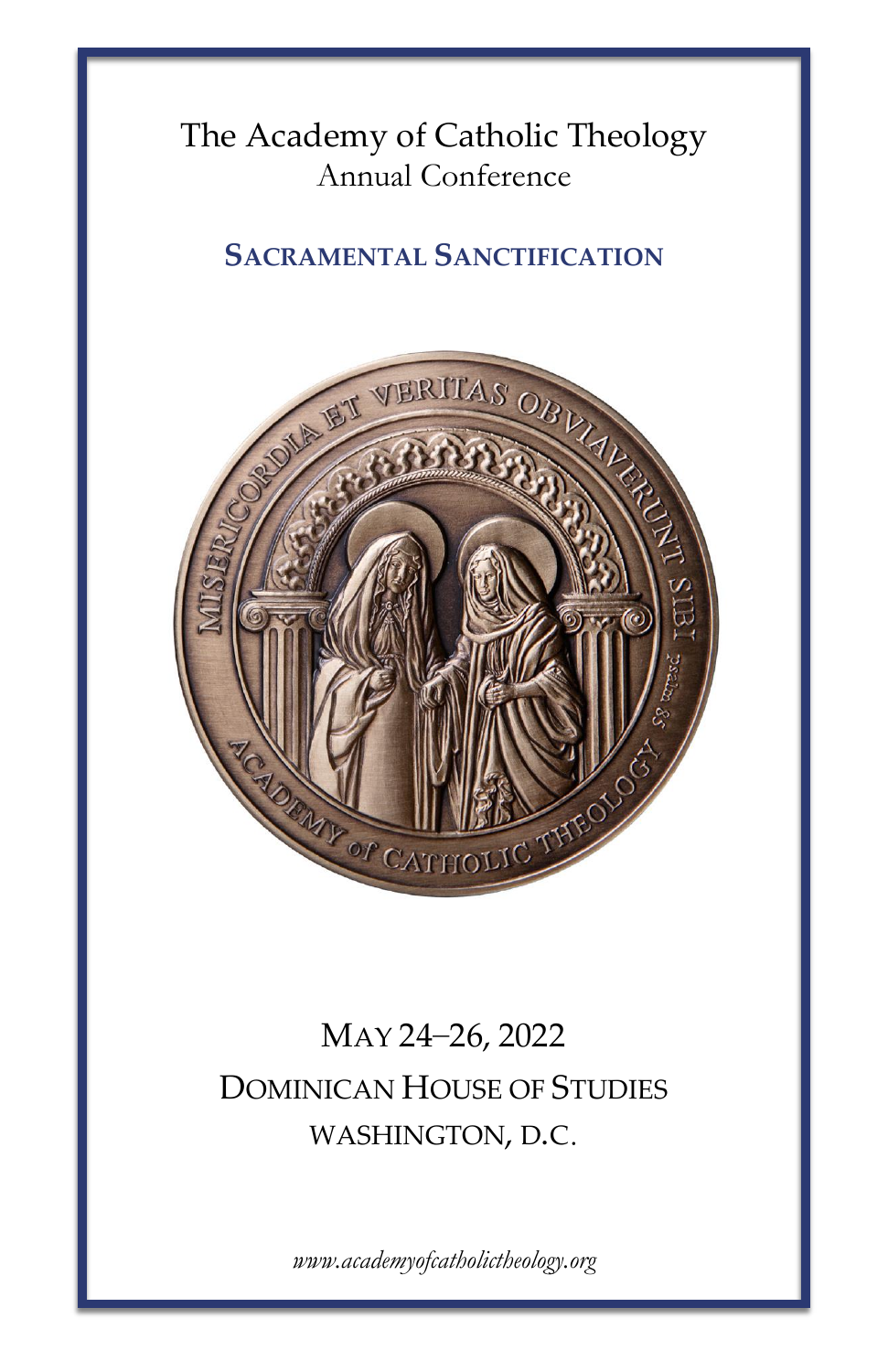# The Academy of Catholic Theology

Annual Conference

## SACRAMENTAL SANCTIFICATION

MAY 24–26, 2022

DOMINICAN HOUSE OF STUDIES

WASHINGTON, D.C.

*www.academyofcatholictheology.org*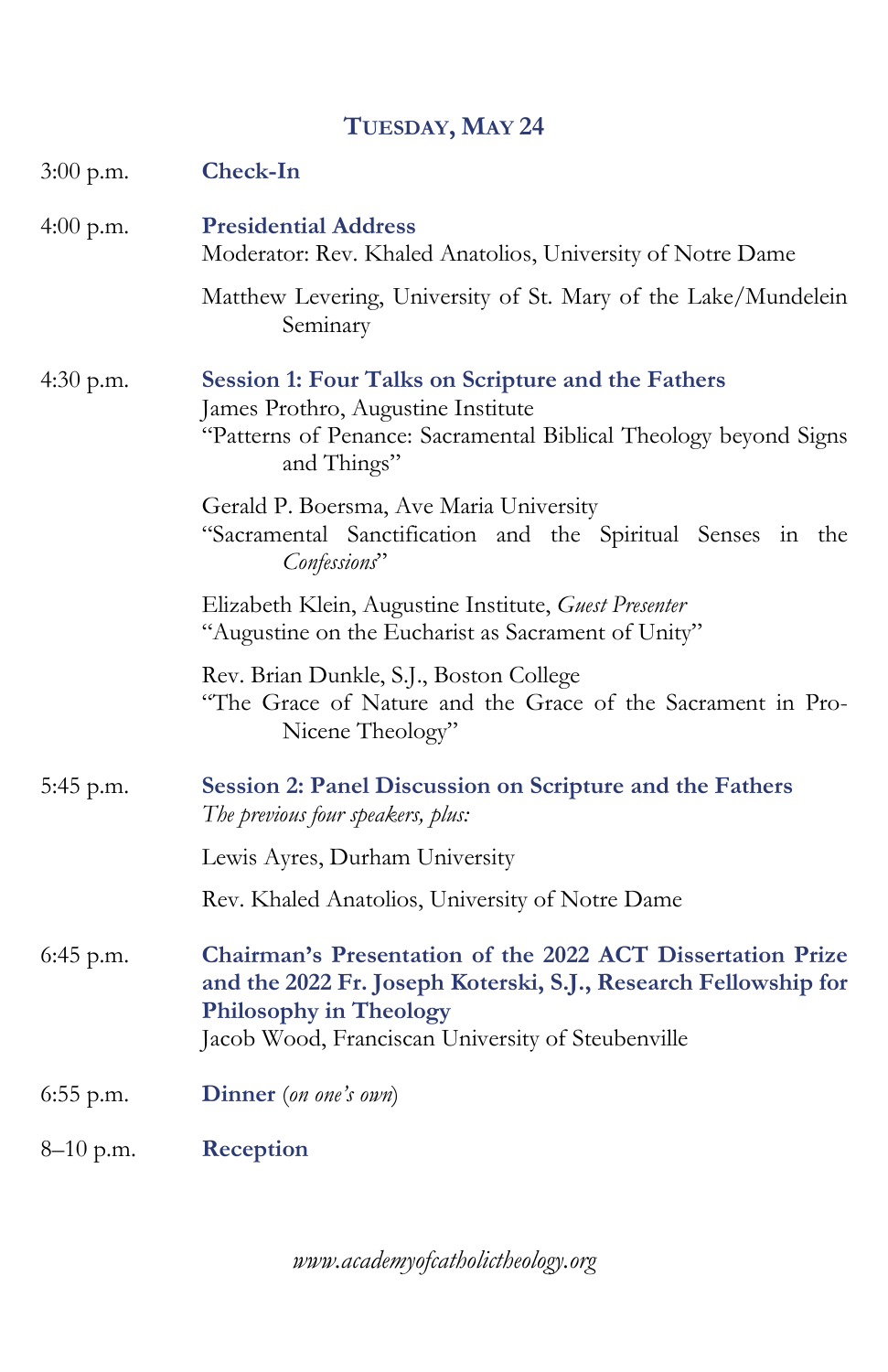## Tuesday, May 24

3:00 p.m. **Check-In**

4:00 p.m. **Presidential Address**
Moderator: Rev. Khaled Anatolios, University of Notre Dame

Matthew Levering, University of St. Mary of the Lake/Mundelein Seminary

4:30 p.m. **Session 1: Four Talks on Scripture and the Fathers**
James Prothro, Augustine Institute
"Patterns of Penance: Sacramental Biblical Theology beyond Signs and Things"

Gerald P. Boersma, Ave Maria University
"Sacramental Sanctification and the Spiritual Senses in the *Confessions*"

Elizabeth Klein, Augustine Institute, *Guest Presenter*
"Augustine on the Eucharist as Sacrament of Unity"

Rev. Brian Dunkle, S.J., Boston College
"The Grace of Nature and the Grace of the Sacrament in Pro-Nicene Theology"

5:45 p.m. **Session 2: Panel Discussion on Scripture and the Fathers**
*The previous four speakers, plus:*

Lewis Ayres, Durham University

Rev. Khaled Anatolios, University of Notre Dame

6:45 p.m. **Chairman's Presentation of the 2022 ACT Dissertation Prize and the 2022 Fr. Joseph Koterski, S.J., Research Fellowship for Philosophy in Theology**
Jacob Wood, Franciscan University of Steubenville

6:55 p.m. **Dinner** (*on one's own*)

8–10 p.m. **Reception**

*www.academyofcatholictheology.org*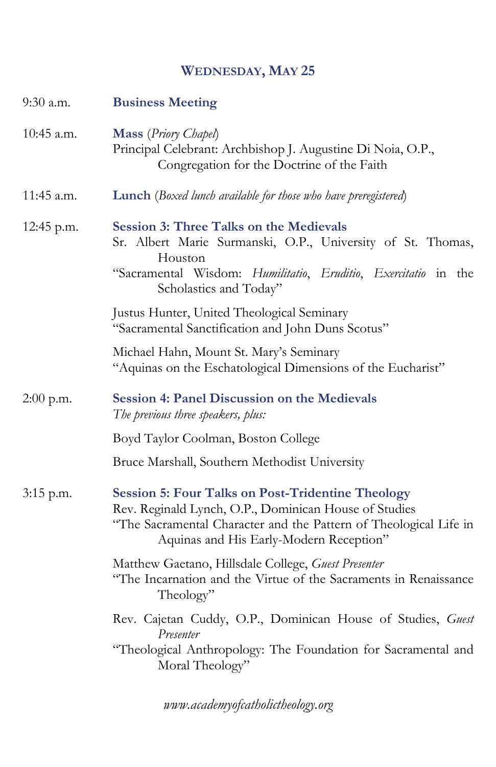## Wednesday, May 25

9:30 a.m. **Business Meeting**

10:45 a.m. **Mass** (*Priory Chapel*)
Principal Celebrant: Archbishop J. Augustine Di Noia, O.P., Congregation for the Doctrine of the Faith

11:45 a.m. **Lunch** (*Boxed lunch available for those who have preregistered*)

12:45 p.m. **Session 3: Three Talks on the Medievals**

Sr. Albert Marie Surmanski, O.P., University of St. Thomas, Houston
"Sacramental Wisdom: *Humilitatio*, *Eruditio*, *Exercitatio* in the Scholastics and Today"

Justus Hunter, United Theological Seminary
"Sacramental Sanctification and John Duns Scotus"

Michael Hahn, Mount St. Mary's Seminary
"Aquinas on the Eschatological Dimensions of the Eucharist"

2:00 p.m. **Session 4: Panel Discussion on the Medievals**
*The previous three speakers, plus:*

Boyd Taylor Coolman, Boston College

Bruce Marshall, Southern Methodist University

3:15 p.m. **Session 5: Four Talks on Post-Tridentine Theology**

Rev. Reginald Lynch, O.P., Dominican House of Studies
"The Sacramental Character and the Pattern of Theological Life in Aquinas and His Early-Modern Reception"

Matthew Gaetano, Hillsdale College, *Guest Presenter*
"The Incarnation and the Virtue of the Sacraments in Renaissance Theology"

Rev. Cajetan Cuddy, O.P., Dominican House of Studies, *Guest Presenter*
"Theological Anthropology: The Foundation for Sacramental and Moral Theology"

*www.academyofcatholictheology.org*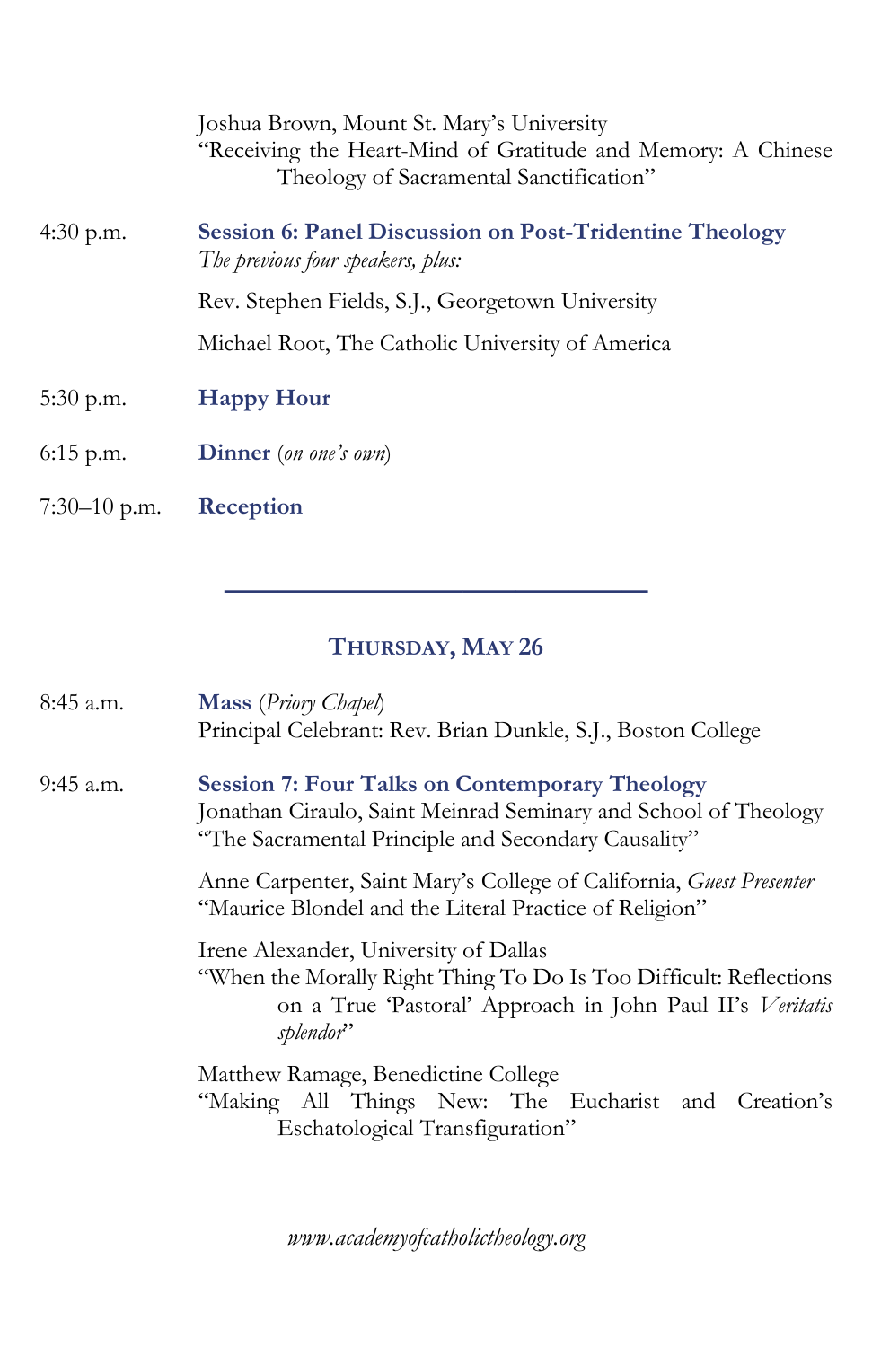Joshua Brown, Mount St. Mary's University
"Receiving the Heart-Mind of Gratitude and Memory: A Chinese Theology of Sacramental Sanctification"

4:30 p.m. **Session 6: Panel Discussion on Post-Tridentine Theology**
*The previous four speakers, plus:*

Rev. Stephen Fields, S.J., Georgetown University

Michael Root, The Catholic University of America

5:30 p.m. **Happy Hour**

6:15 p.m. **Dinner** (*on one's own*)

7:30–10 p.m. **Reception**

---

## Thursday, May 26

8:45 a.m. **Mass** (*Priory Chapel*)
Principal Celebrant: Rev. Brian Dunkle, S.J., Boston College

9:45 a.m. **Session 7: Four Talks on Contemporary Theology**
Jonathan Ciraulo, Saint Meinrad Seminary and School of Theology
"The Sacramental Principle and Secondary Causality"

Anne Carpenter, Saint Mary's College of California, *Guest Presenter*
"Maurice Blondel and the Literal Practice of Religion"

Irene Alexander, University of Dallas
"When the Morally Right Thing To Do Is Too Difficult: Reflections on a True 'Pastoral' Approach in John Paul II's *Veritatis splendor*"

Matthew Ramage, Benedictine College
"Making All Things New: The Eucharist and Creation's Eschatological Transfiguration"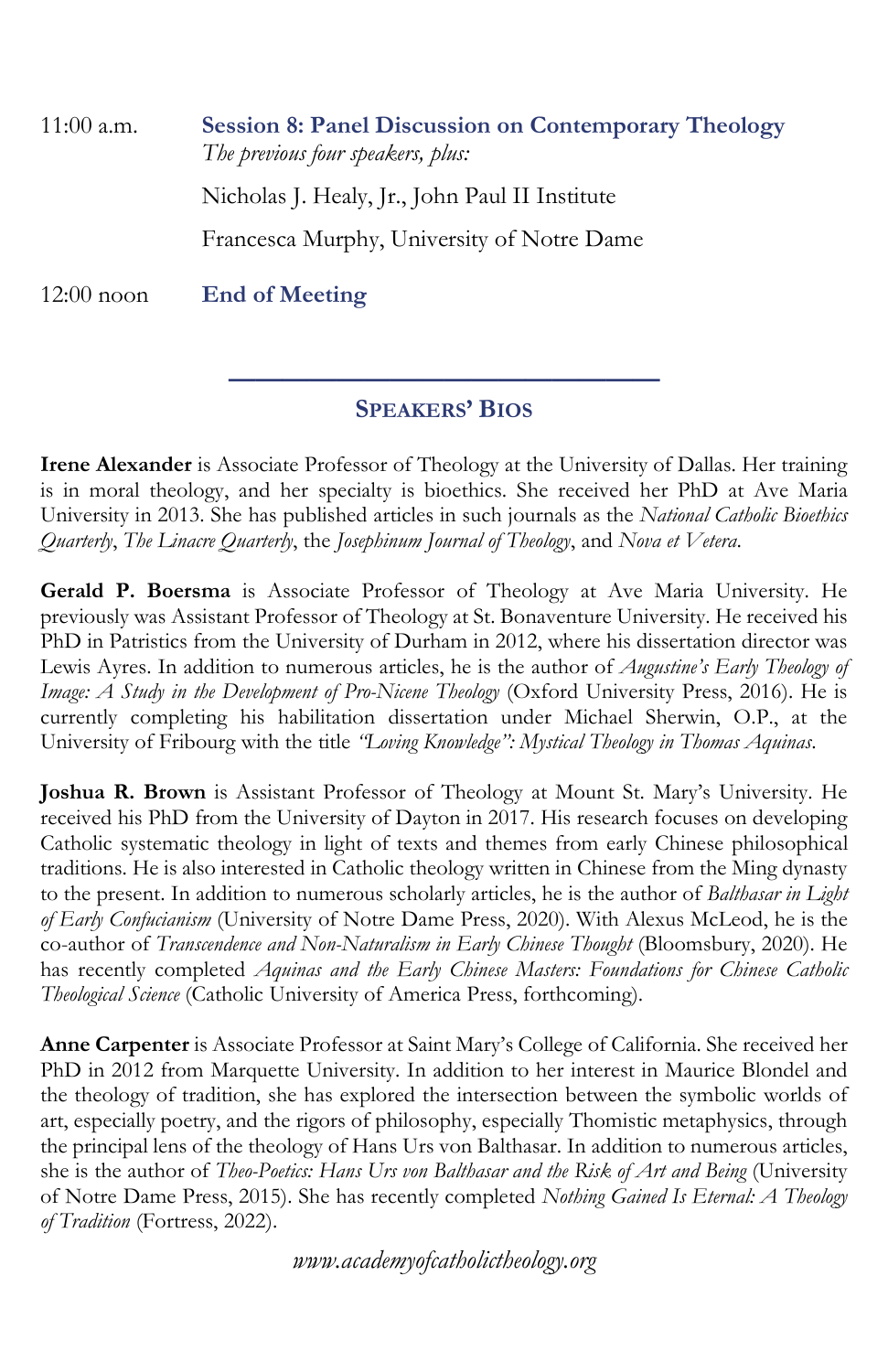11:00 a.m. **Session 8: Panel Discussion on Contemporary Theology**
*The previous four speakers, plus:*

Nicholas J. Healy, Jr., John Paul II Institute

Francesca Murphy, University of Notre Dame

12:00 noon **End of Meeting**

---

## Speakers' Bios

**Irene Alexander** is Associate Professor of Theology at the University of Dallas. Her training is in moral theology, and her specialty is bioethics. She received her PhD at Ave Maria University in 2013. She has published articles in such journals as the *National Catholic Bioethics Quarterly*, *The Linacre Quarterly*, the *Josephinum Journal of Theology*, and *Nova et Vetera*.

**Gerald P. Boersma** is Associate Professor of Theology at Ave Maria University. He previously was Assistant Professor of Theology at St. Bonaventure University. He received his PhD in Patristics from the University of Durham in 2012, where his dissertation director was Lewis Ayres. In addition to numerous articles, he is the author of *Augustine's Early Theology of Image: A Study in the Development of Pro-Nicene Theology* (Oxford University Press, 2016). He is currently completing his habilitation dissertation under Michael Sherwin, O.P., at the University of Fribourg with the title *"Loving Knowledge": Mystical Theology in Thomas Aquinas*.

**Joshua R. Brown** is Assistant Professor of Theology at Mount St. Mary's University. He received his PhD from the University of Dayton in 2017. His research focuses on developing Catholic systematic theology in light of texts and themes from early Chinese philosophical traditions. He is also interested in Catholic theology written in Chinese from the Ming dynasty to the present. In addition to numerous scholarly articles, he is the author of *Balthasar in Light of Early Confucianism* (University of Notre Dame Press, 2020). With Alexus McLeod, he is the co-author of *Transcendence and Non-Naturalism in Early Chinese Thought* (Bloomsbury, 2020). He has recently completed *Aquinas and the Early Chinese Masters: Foundations for Chinese Catholic Theological Science* (Catholic University of America Press, forthcoming).

**Anne Carpenter** is Associate Professor at Saint Mary's College of California. She received her PhD in 2012 from Marquette University. In addition to her interest in Maurice Blondel and the theology of tradition, she has explored the intersection between the symbolic worlds of art, especially poetry, and the rigors of philosophy, especially Thomistic metaphysics, through the principal lens of the theology of Hans Urs von Balthasar. In addition to numerous articles, she is the author of *Theo-Poetics: Hans Urs von Balthasar and the Risk of Art and Being* (University of Notre Dame Press, 2015). She has recently completed *Nothing Gained Is Eternal: A Theology of Tradition* (Fortress, 2022).

*www.academyofcatholictheology.org*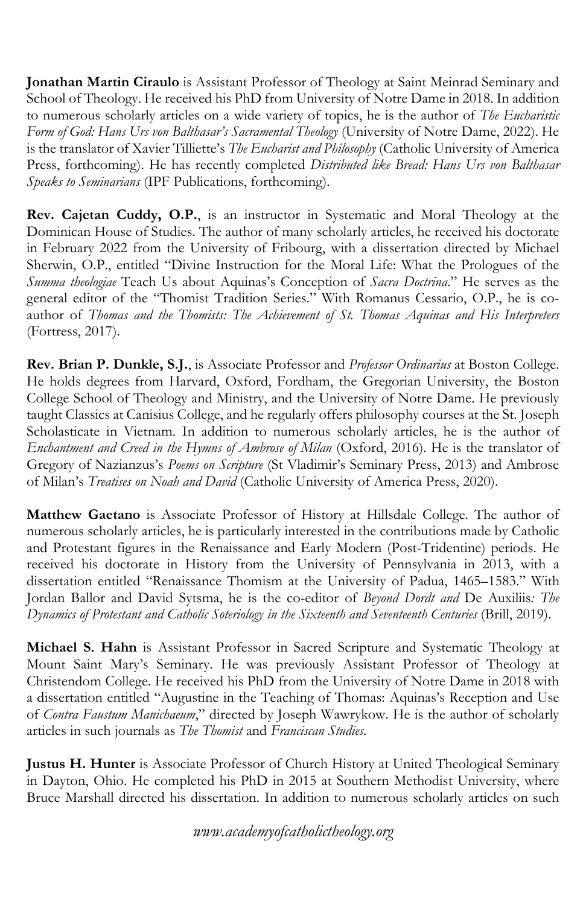**Jonathan Martin Ciraulo** is Assistant Professor of Theology at Saint Meinrad Seminary and School of Theology. He received his PhD from University of Notre Dame in 2018. In addition to numerous scholarly articles on a wide variety of topics, he is the author of *The Eucharistic Form of God: Hans Urs von Balthasar's Sacramental Theology* (University of Notre Dame, 2022). He is the translator of Xavier Tilliette's *The Eucharist and Philosophy* (Catholic University of America Press, forthcoming). He has recently completed *Distributed like Bread: Hans Urs von Balthasar Speaks to Seminarians* (IPF Publications, forthcoming).

**Rev. Cajetan Cuddy, O.P.**, is an instructor in Systematic and Moral Theology at the Dominican House of Studies. The author of many scholarly articles, he received his doctorate in February 2022 from the University of Fribourg, with a dissertation directed by Michael Sherwin, O.P., entitled "Divine Instruction for the Moral Life: What the Prologues of the *Summa theologiae* Teach Us about Aquinas's Conception of *Sacra Doctrina*." He serves as the general editor of the "Thomist Tradition Series." With Romanus Cessario, O.P., he is co-author of *Thomas and the Thomists: The Achievement of St. Thomas Aquinas and His Interpreters* (Fortress, 2017).

**Rev. Brian P. Dunkle, S.J.**, is Associate Professor and *Professor Ordinarius* at Boston College. He holds degrees from Harvard, Oxford, Fordham, the Gregorian University, the Boston College School of Theology and Ministry, and the University of Notre Dame. He previously taught Classics at Canisius College, and he regularly offers philosophy courses at the St. Joseph Scholasticate in Vietnam. In addition to numerous scholarly articles, he is the author of *Enchantment and Creed in the Hymns of Ambrose of Milan* (Oxford, 2016). He is the translator of Gregory of Nazianzus's *Poems on Scripture* (St Vladimir's Seminary Press, 2013) and Ambrose of Milan's *Treatises on Noah and David* (Catholic University of America Press, 2020).

**Matthew Gaetano** is Associate Professor of History at Hillsdale College. The author of numerous scholarly articles, he is particularly interested in the contributions made by Catholic and Protestant figures in the Renaissance and Early Modern (Post-Tridentine) periods. He received his doctorate in History from the University of Pennsylvania in 2013, with a dissertation entitled "Renaissance Thomism at the University of Padua, 1465–1583." With Jordan Ballor and David Sytsma, he is the co-editor of *Beyond Dordt and* De Auxiliis*: The Dynamics of Protestant and Catholic Soteriology in the Sixteenth and Seventeenth Centuries* (Brill, 2019).

**Michael S. Hahn** is Assistant Professor in Sacred Scripture and Systematic Theology at Mount Saint Mary's Seminary. He was previously Assistant Professor of Theology at Christendom College. He received his PhD from the University of Notre Dame in 2018 with a dissertation entitled "Augustine in the Teaching of Thomas: Aquinas's Reception and Use of *Contra Faustum Manichaeum*," directed by Joseph Wawrykow. He is the author of scholarly articles in such journals as *The Thomist* and *Franciscan Studies*.

**Justus H. Hunter** is Associate Professor of Church History at United Theological Seminary in Dayton, Ohio. He completed his PhD in 2015 at Southern Methodist University, where Bruce Marshall directed his dissertation. In addition to numerous scholarly articles on such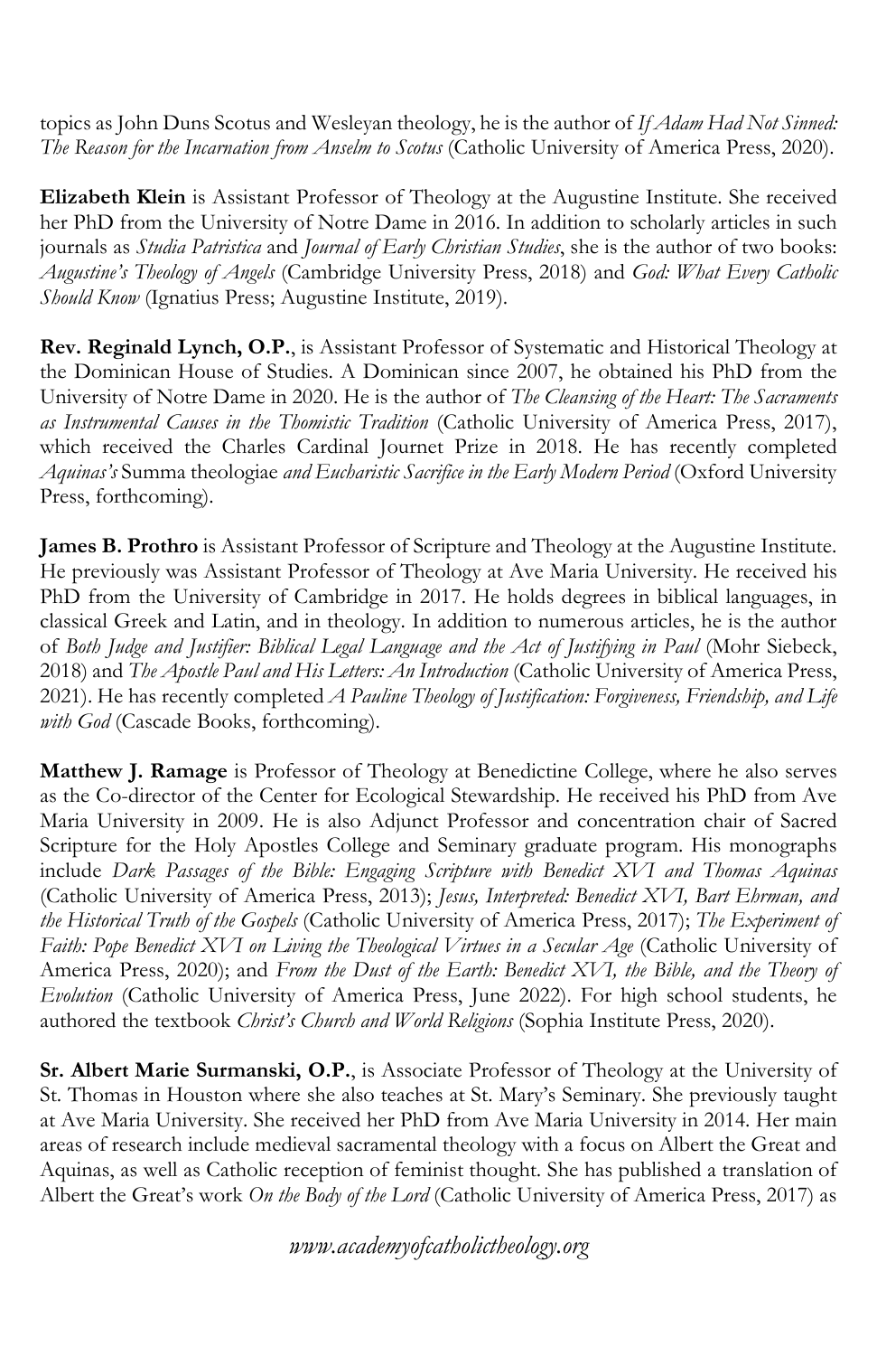topics as John Duns Scotus and Wesleyan theology, he is the author of *If Adam Had Not Sinned: The Reason for the Incarnation from Anselm to Scotus* (Catholic University of America Press, 2020).

**Elizabeth Klein** is Assistant Professor of Theology at the Augustine Institute. She received her PhD from the University of Notre Dame in 2016. In addition to scholarly articles in such journals as *Studia Patristica* and *Journal of Early Christian Studies*, she is the author of two books: *Augustine's Theology of Angels* (Cambridge University Press, 2018) and *God: What Every Catholic Should Know* (Ignatius Press; Augustine Institute, 2019).

**Rev. Reginald Lynch, O.P.**, is Assistant Professor of Systematic and Historical Theology at the Dominican House of Studies. A Dominican since 2007, he obtained his PhD from the University of Notre Dame in 2020. He is the author of *The Cleansing of the Heart: The Sacraments as Instrumental Causes in the Thomistic Tradition* (Catholic University of America Press, 2017), which received the Charles Cardinal Journet Prize in 2018. He has recently completed *Aquinas's* Summa theologiae *and Eucharistic Sacrifice in the Early Modern Period* (Oxford University Press, forthcoming).

**James B. Prothro** is Assistant Professor of Scripture and Theology at the Augustine Institute. He previously was Assistant Professor of Theology at Ave Maria University. He received his PhD from the University of Cambridge in 2017. He holds degrees in biblical languages, in classical Greek and Latin, and in theology. In addition to numerous articles, he is the author of *Both Judge and Justifier: Biblical Legal Language and the Act of Justifying in Paul* (Mohr Siebeck, 2018) and *The Apostle Paul and His Letters: An Introduction* (Catholic University of America Press, 2021). He has recently completed *A Pauline Theology of Justification: Forgiveness, Friendship, and Life with God* (Cascade Books, forthcoming).

**Matthew J. Ramage** is Professor of Theology at Benedictine College, where he also serves as the Co-director of the Center for Ecological Stewardship. He received his PhD from Ave Maria University in 2009. He is also Adjunct Professor and concentration chair of Sacred Scripture for the Holy Apostles College and Seminary graduate program. His monographs include *Dark Passages of the Bible: Engaging Scripture with Benedict XVI and Thomas Aquinas* (Catholic University of America Press, 2013); *Jesus, Interpreted: Benedict XVI, Bart Ehrman, and the Historical Truth of the Gospels* (Catholic University of America Press, 2017); *The Experiment of Faith: Pope Benedict XVI on Living the Theological Virtues in a Secular Age* (Catholic University of America Press, 2020); and *From the Dust of the Earth: Benedict XVI, the Bible, and the Theory of Evolution* (Catholic University of America Press, June 2022). For high school students, he authored the textbook *Christ's Church and World Religions* (Sophia Institute Press, 2020).

**Sr. Albert Marie Surmanski, O.P.**, is Associate Professor of Theology at the University of St. Thomas in Houston where she also teaches at St. Mary's Seminary. She previously taught at Ave Maria University. She received her PhD from Ave Maria University in 2014. Her main areas of research include medieval sacramental theology with a focus on Albert the Great and Aquinas, as well as Catholic reception of feminist thought. She has published a translation of Albert the Great's work *On the Body of the Lord* (Catholic University of America Press, 2017) as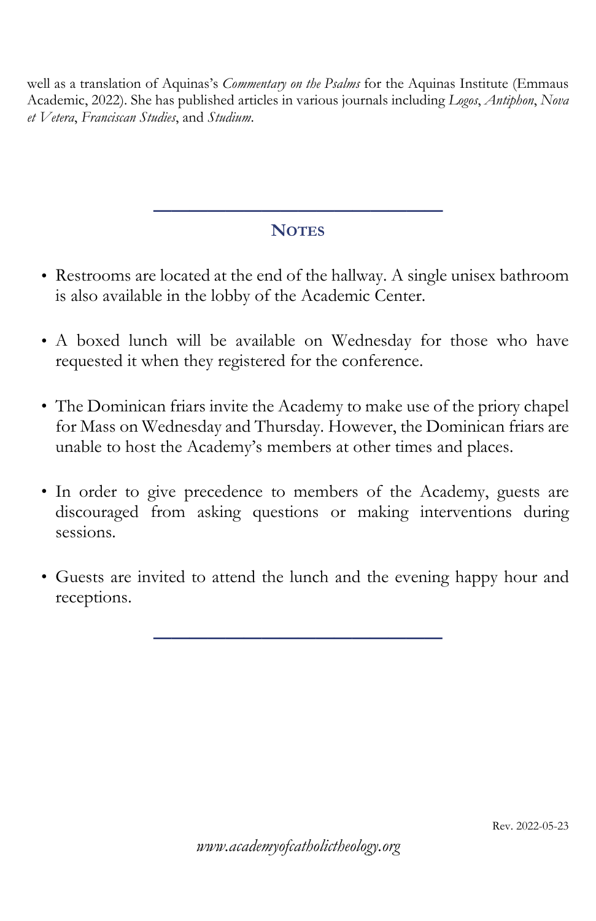well as a translation of Aquinas's *Commentary on the Psalms* for the Aquinas Institute (Emmaus Academic, 2022). She has published articles in various journals including *Logos*, *Antiphon*, *Nova et Vetera*, *Franciscan Studies*, and *Studium*.

---

## Notes

- Restrooms are located at the end of the hallway. A single unisex bathroom is also available in the lobby of the Academic Center.
- A boxed lunch will be available on Wednesday for those who have requested it when they registered for the conference.
- The Dominican friars invite the Academy to make use of the priory chapel for Mass on Wednesday and Thursday. However, the Dominican friars are unable to host the Academy's members at other times and places.
- In order to give precedence to members of the Academy, guests are discouraged from asking questions or making interventions during sessions.
- Guests are invited to attend the lunch and the evening happy hour and receptions.

---

Rev. 2022-05-23

*www.academyofcatholictheology.org*